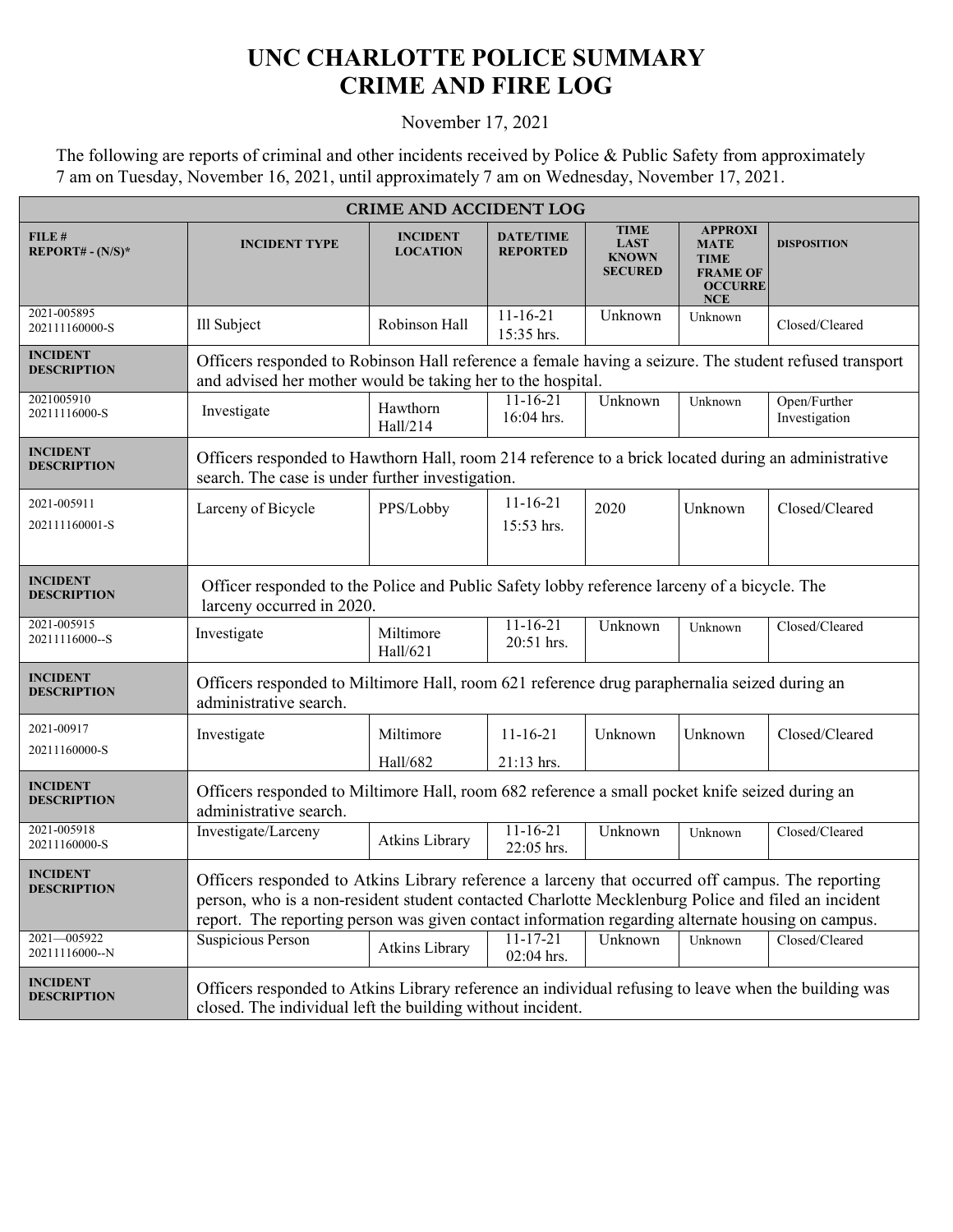# UNC CHARLOTTE POLICE SUMMARY
# CRIME AND FIRE LOG

November 17, 2021

The following are reports of criminal and other incidents received by Police & Public Safety from approximately 7 am on Tuesday, November 16, 2021, until approximately 7 am on Wednesday, November 17, 2021.

| CRIME AND ACCIDENT LOG | | | | | | |
|---|---|---|---|---|---|---|
| **FILE # REPORT# - (N/S)*** | **INCIDENT TYPE** | **INCIDENT LOCATION** | **DATE/TIME REPORTED** | **TIME LAST KNOWN SECURED** | **APPROXIMATE TIME FRAME OF OCCURRENCE** | **DISPOSITION** |
| 2021-005895 202111160000-S | Ill Subject | Robinson Hall | 11-16-21 15:35 hrs. | Unknown | Unknown | Closed/Cleared |
| **INCIDENT DESCRIPTION** | Officers responded to Robinson Hall reference a female having a seizure. The student refused transport and advised her mother would be taking her to the hospital. | | | | | |
| 2021005910 20211116000-S | Investigate | Hawthorn Hall/214 | 11-16-21 16:04 hrs. | Unknown | Unknown | Open/Further Investigation |
| **INCIDENT DESCRIPTION** | Officers responded to Hawthorn Hall, room 214 reference to a brick located during an administrative search. The case is under further investigation. | | | | | |
| 2021-005911 202111160001-S | Larceny of Bicycle | PPS/Lobby | 11-16-21 15:53 hrs. | 2020 | Unknown | Closed/Cleared |
| **INCIDENT DESCRIPTION** | Officer responded to the Police and Public Safety lobby reference larceny of a bicycle. The larceny occurred in 2020. | | | | | |
| 2021-005915 20211116000--S | Investigate | Miltimore Hall/621 | 11-16-21 20:51 hrs. | Unknown | Unknown | Closed/Cleared |
| **INCIDENT DESCRIPTION** | Officers responded to Miltimore Hall, room 621 reference drug paraphernalia seized during an administrative search. | | | | | |
| 2021-00917 20211160000-S | Investigate | Miltimore Hall/682 | 11-16-21 21:13 hrs. | Unknown | Unknown | Closed/Cleared |
| **INCIDENT DESCRIPTION** | Officers responded to Miltimore Hall, room 682 reference a small pocket knife seized during an administrative search. | | | | | |
| 2021-005918 20211160000-S | Investigate/Larceny | Atkins Library | 11-16-21 22:05 hrs. | Unknown | Unknown | Closed/Cleared |
| **INCIDENT DESCRIPTION** | Officers responded to Atkins Library reference a larceny that occurred off campus. The reporting person, who is a non-resident student contacted Charlotte Mecklenburg Police and filed an incident report. The reporting person was given contact information regarding alternate housing on campus. | | | | | |
| 2021—005922 20211116000--N | Suspicious Person | Atkins Library | 11-17-21 02:04 hrs. | Unknown | Unknown | Closed/Cleared |
| **INCIDENT DESCRIPTION** | Officers responded to Atkins Library reference an individual refusing to leave when the building was closed. The individual left the building without incident. | | | | | |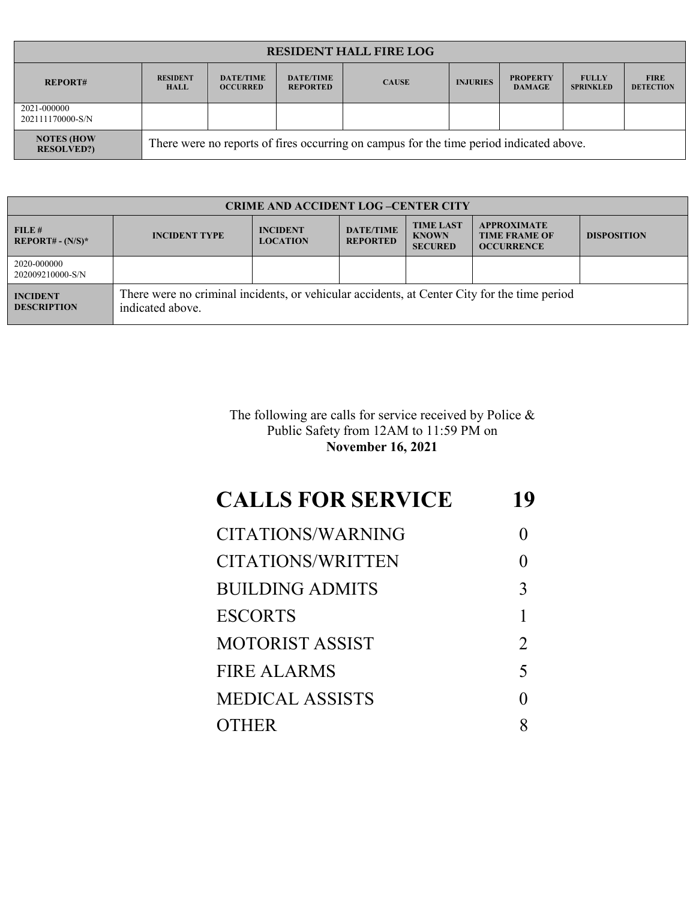| RESIDENT HALL FIRE LOG | | | | | | | | |
|---|---|---|---|---|---|---|---|---|
| **REPORT#** | **RESIDENT HALL** | **DATE/TIME OCCURRED** | **DATE/TIME REPORTED** | **CAUSE** | **INJURIES** | **PROPERTY DAMAGE** | **FULLY SPRINKLED** | **FIRE DETECTION** |
| 2021-000000 202111170000-S/N | | | | | | | | |
| **NOTES (HOW RESOLVED?)** | There were no reports of fires occurring on campus for the time period indicated above. | | | | | | | |

| CRIME AND ACCIDENT LOG –CENTER CITY | | | | | | |
|---|---|---|---|---|---|---|
| **FILE # REPORT# - (N/S)*** | **INCIDENT TYPE** | **INCIDENT LOCATION** | **DATE/TIME REPORTED** | **TIME LAST KNOWN SECURED** | **APPROXIMATE TIME FRAME OF OCCURRENCE** | **DISPOSITION** |
| 2020-000000 202009210000-S/N | | | | | | |
| **INCIDENT DESCRIPTION** | There were no criminal incidents, or vehicular accidents, at Center City for the time period indicated above. | | | | | |

The following are calls for service received by Police & Public Safety from 12AM to 11:59 PM on
**November 16, 2021**

| | |
|---|---|
| **CALLS FOR SERVICE** | **19** |
| CITATIONS/WARNING | 0 |
| CITATIONS/WRITTEN | 0 |
| BUILDING ADMITS | 3 |
| ESCORTS | 1 |
| MOTORIST ASSIST | 2 |
| FIRE ALARMS | 5 |
| MEDICAL ASSISTS | 0 |
| OTHER | 8 |